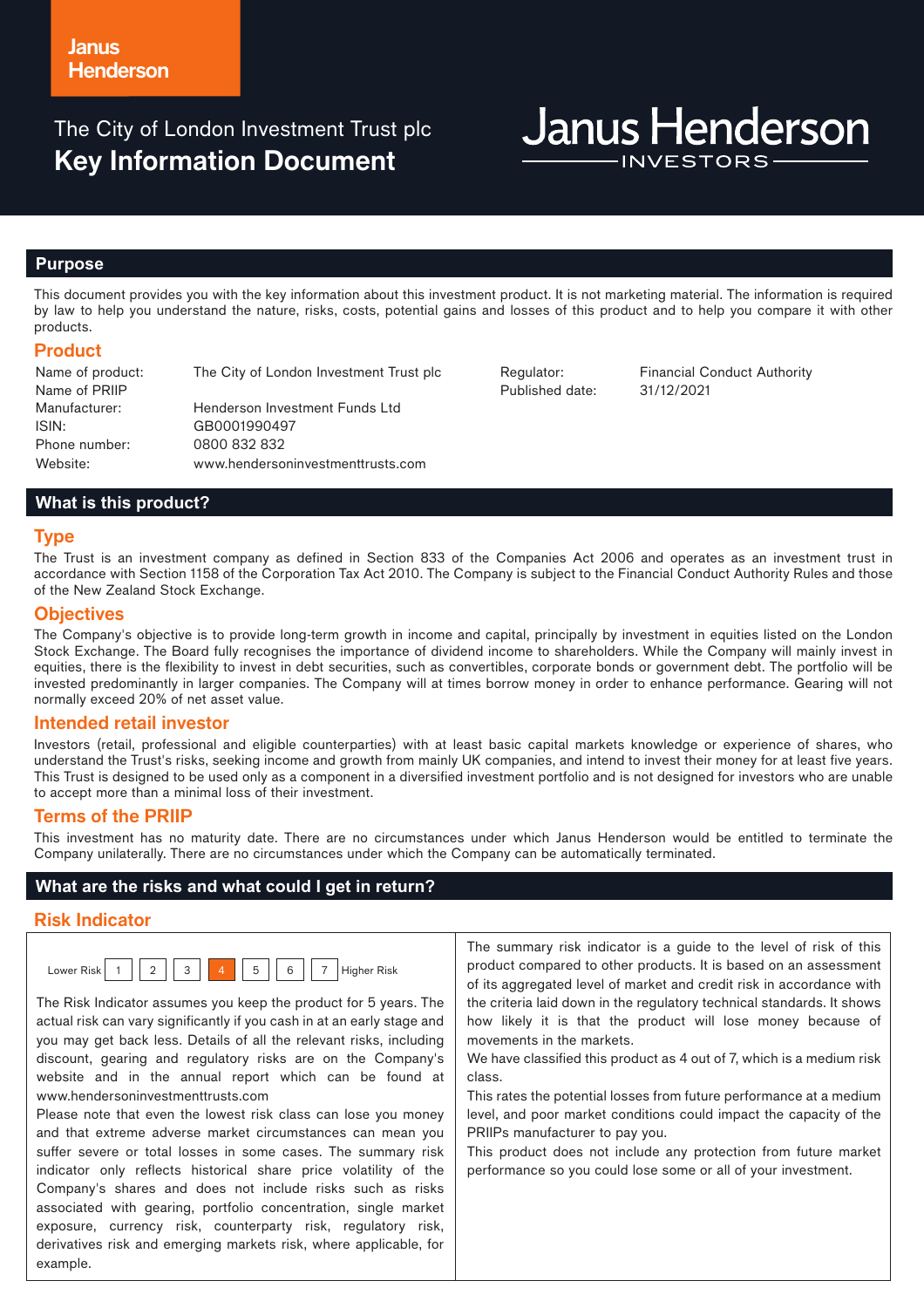Janus Henderson

The City of London Investment Trust plc

# Key Information Document

Janus Henderson INVESTORS

## Purpose

This document provides you with the key information about this investment product. It is not marketing material. The information is required by law to help you understand the nature, risks, costs, potential gains and losses of this product and to help you compare it with other products.

### Product

| | | | |
|---|---|---|---|
| Name of product: Name of PRIIP | The City of London Investment Trust plc | Regulator: | Financial Conduct Authority |
| Manufacturer: | Henderson Investment Funds Ltd | Published date: | 31/12/2021 |
| ISIN: | GB0001990497 | | |
| Phone number: | 0800 832 832 | | |
| Website: | www.hendersoninvestmenttrusts.com | | |

## What is this product?

### Type

The Trust is an investment company as defined in Section 833 of the Companies Act 2006 and operates as an investment trust in accordance with Section 1158 of the Corporation Tax Act 2010. The Company is subject to the Financial Conduct Authority Rules and those of the New Zealand Stock Exchange.

### Objectives

The Company's objective is to provide long-term growth in income and capital, principally by investment in equities listed on the London Stock Exchange. The Board fully recognises the importance of dividend income to shareholders. While the Company will mainly invest in equities, there is the flexibility to invest in debt securities, such as convertibles, corporate bonds or government debt. The portfolio will be invested predominantly in larger companies. The Company will at times borrow money in order to enhance performance. Gearing will not normally exceed 20% of net asset value.

### Intended retail investor

Investors (retail, professional and eligible counterparties) with at least basic capital markets knowledge or experience of shares, who understand the Trust's risks, seeking income and growth from mainly UK companies, and intend to invest their money for at least five years. This Trust is designed to be used only as a component in a diversified investment portfolio and is not designed for investors who are unable to accept more than a minimal loss of their investment.

### Terms of the PRIIP

This investment has no maturity date. There are no circumstances under which Janus Henderson would be entitled to terminate the Company unilaterally. There are no circumstances under which the Company can be automatically terminated.

## What are the risks and what could I get in return?

### Risk Indicator

Lower Risk | 1 | 2 | 3 | **4** | 5 | 6 | 7 | Higher Risk

The Risk Indicator assumes you keep the product for 5 years. The actual risk can vary significantly if you cash in at an early stage and you may get back less. Details of all the relevant risks, including discount, gearing and regulatory risks are on the Company's website and in the annual report which can be found at www.hendersoninvestmenttrusts.com

Please note that even the lowest risk class can lose you money and that extreme adverse market circumstances can mean you suffer severe or total losses in some cases. The summary risk indicator only reflects historical share price volatility of the Company's shares and does not include risks such as risks associated with gearing, portfolio concentration, single market exposure, currency risk, counterparty risk, regulatory risk, derivatives risk and emerging markets risk, where applicable, for example.

The summary risk indicator is a guide to the level of risk of this product compared to other products. It is based on an assessment of its aggregated level of market and credit risk in accordance with the criteria laid down in the regulatory technical standards. It shows how likely it is that the product will lose money because of movements in the markets.

We have classified this product as 4 out of 7, which is a medium risk class.

This rates the potential losses from future performance at a medium level, and poor market conditions could impact the capacity of the PRIIPs manufacturer to pay you.

This product does not include any protection from future market performance so you could lose some or all of your investment.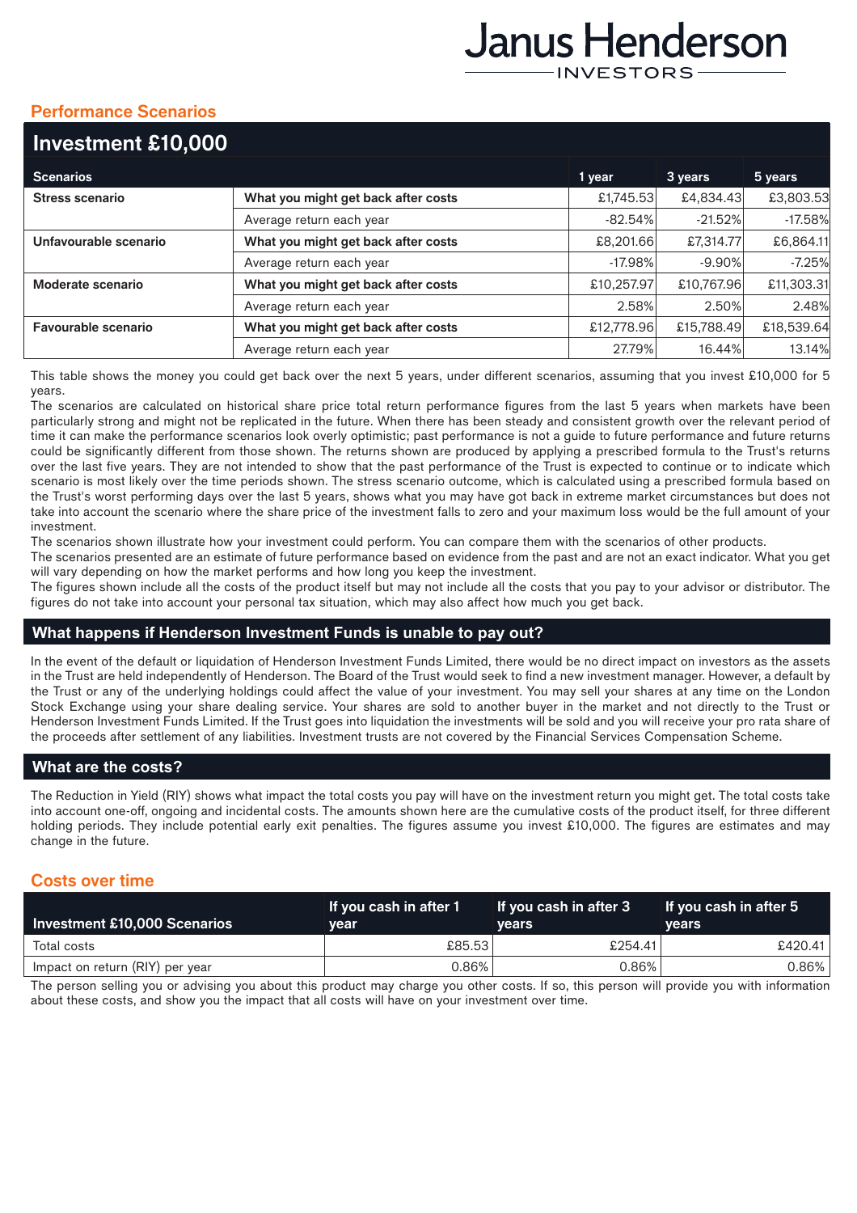## Performance Scenarios

| Investment £10,000 | | | | |
|---|---|---|---|---|
| **Scenarios** | | **1 year** | **3 years** | **5 years** |
| **Stress scenario** | **What you might get back after costs** | £1,745.53 | £4,834.43 | £3,803.53 |
| | Average return each year | -82.54% | -21.52% | -17.58% |
| **Unfavourable scenario** | **What you might get back after costs** | £8,201.66 | £7,314.77 | £6,864.11 |
| | Average return each year | -17.98% | -9.90% | -7.25% |
| **Moderate scenario** | **What you might get back after costs** | £10,257.97 | £10,767.96 | £11,303.31 |
| | Average return each year | 2.58% | 2.50% | 2.48% |
| **Favourable scenario** | **What you might get back after costs** | £12,778.96 | £15,788.49 | £18,539.64 |
| | Average return each year | 27.79% | 16.44% | 13.14% |

This table shows the money you could get back over the next 5 years, under different scenarios, assuming that you invest £10,000 for 5 years.

The scenarios are calculated on historical share price total return performance figures from the last 5 years when markets have been particularly strong and might not be replicated in the future. When there has been steady and consistent growth over the relevant period of time it can make the performance scenarios look overly optimistic; past performance is not a guide to future performance and future returns could be significantly different from those shown. The returns shown are produced by applying a prescribed formula to the Trust's returns over the last five years. They are not intended to show that the past performance of the Trust is expected to continue or to indicate which scenario is most likely over the time periods shown. The stress scenario outcome, which is calculated using a prescribed formula based on the Trust's worst performing days over the last 5 years, shows what you may have got back in extreme market circumstances but does not take into account the scenario where the share price of the investment falls to zero and your maximum loss would be the full amount of your investment.

The scenarios shown illustrate how your investment could perform. You can compare them with the scenarios of other products.

The scenarios presented are an estimate of future performance based on evidence from the past and are not an exact indicator. What you get will vary depending on how the market performs and how long you keep the investment.

The figures shown include all the costs of the product itself but may not include all the costs that you pay to your advisor or distributor. The figures do not take into account your personal tax situation, which may also affect how much you get back.

## What happens if Henderson Investment Funds is unable to pay out?

In the event of the default or liquidation of Henderson Investment Funds Limited, there would be no direct impact on investors as the assets in the Trust are held independently of Henderson. The Board of the Trust would seek to find a new investment manager. However, a default by the Trust or any of the underlying holdings could affect the value of your investment. You may sell your shares at any time on the London Stock Exchange using your share dealing service. Your shares are sold to another buyer in the market and not directly to the Trust or Henderson Investment Funds Limited. If the Trust goes into liquidation the investments will be sold and you will receive your pro rata share of the proceeds after settlement of any liabilities. Investment trusts are not covered by the Financial Services Compensation Scheme.

## What are the costs?

The Reduction in Yield (RIY) shows what impact the total costs you pay will have on the investment return you might get. The total costs take into account one-off, ongoing and incidental costs. The amounts shown here are the cumulative costs of the product itself, for three different holding periods. They include potential early exit penalties. The figures assume you invest £10,000. The figures are estimates and may change in the future.

## Costs over time

| Investment £10,000 Scenarios | If you cash in after 1 year | If you cash in after 3 years | If you cash in after 5 years |
|---|---|---|---|
| Total costs | £85.53 | £254.41 | £420.41 |
| Impact on return (RIY) per year | 0.86% | 0.86% | 0.86% |

The person selling you or advising you about this product may charge you other costs. If so, this person will provide you with information about these costs, and show you the impact that all costs will have on your investment over time.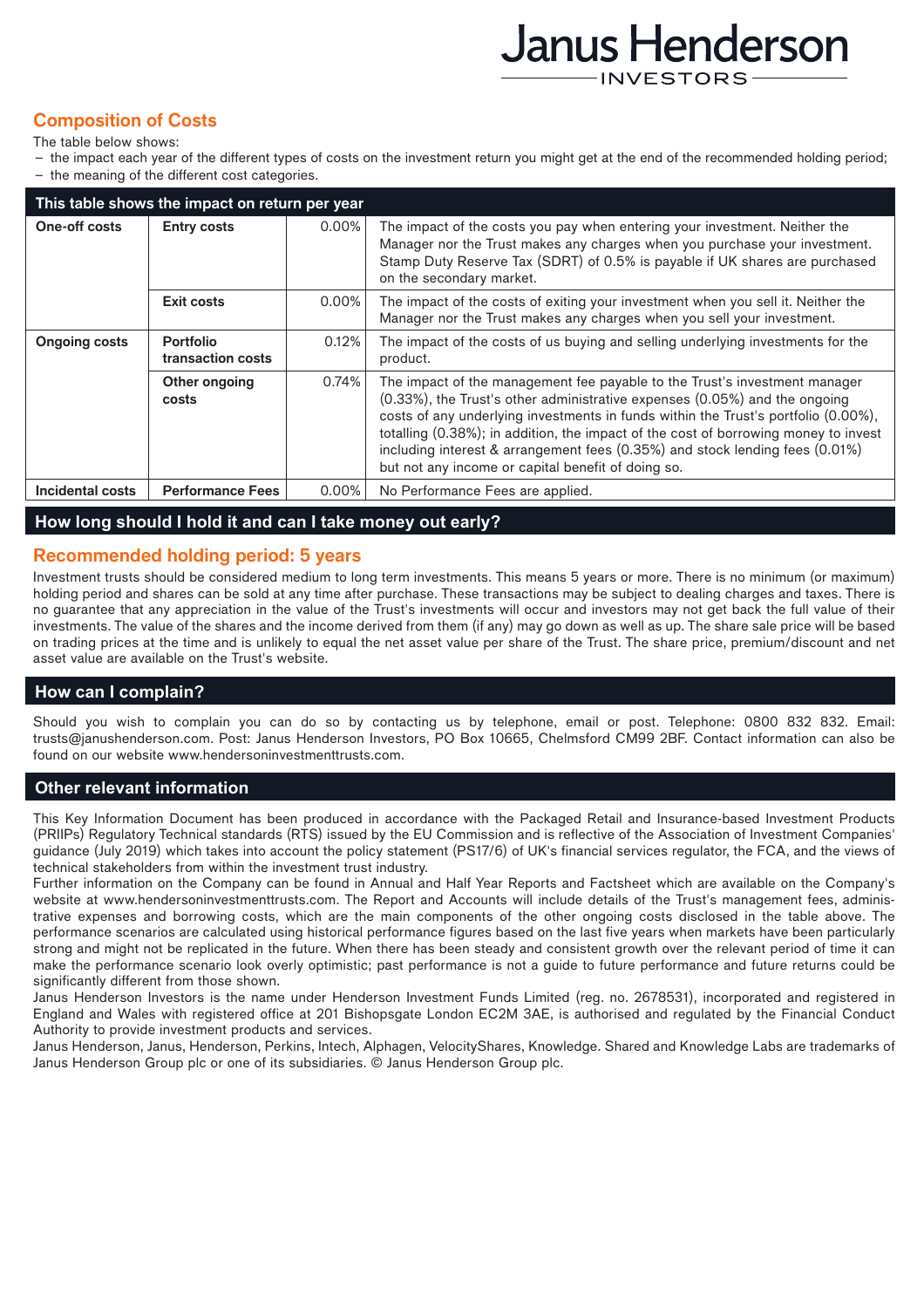## Composition of Costs

The table below shows:

- the impact each year of the different types of costs on the investment return you might get at the end of the recommended holding period;
- the meaning of the different cost categories.

| This table shows the impact on return per year | | | |
|---|---|---|---|
| **One-off costs** | **Entry costs** | 0.00% | The impact of the costs you pay when entering your investment. Neither the Manager nor the Trust makes any charges when you purchase your investment. Stamp Duty Reserve Tax (SDRT) of 0.5% is payable if UK shares are purchased on the secondary market. |
| | **Exit costs** | 0.00% | The impact of the costs of exiting your investment when you sell it. Neither the Manager nor the Trust makes any charges when you sell your investment. |
| **Ongoing costs** | **Portfolio transaction costs** | 0.12% | The impact of the costs of us buying and selling underlying investments for the product. |
| | **Other ongoing costs** | 0.74% | The impact of the management fee payable to the Trust's investment manager (0.33%), the Trust's other administrative expenses (0.05%) and the ongoing costs of any underlying investments in funds within the Trust's portfolio (0.00%), totalling (0.38%); in addition, the impact of the cost of borrowing money to invest including interest & arrangement fees (0.35%) and stock lending fees (0.01%) but not any income or capital benefit of doing so. |
| **Incidental costs** | **Performance Fees** | 0.00% | No Performance Fees are applied. |

## How long should I hold it and can I take money out early?

### Recommended holding period: 5 years

Investment trusts should be considered medium to long term investments. This means 5 years or more. There is no minimum (or maximum) holding period and shares can be sold at any time after purchase. These transactions may be subject to dealing charges and taxes. There is no guarantee that any appreciation in the value of the Trust's investments will occur and investors may not get back the full value of their investments. The value of the shares and the income derived from them (if any) may go down as well as up. The share sale price will be based on trading prices at the time and is unlikely to equal the net asset value per share of the Trust. The share price, premium/discount and net asset value are available on the Trust's website.

## How can I complain?

Should you wish to complain you can do so by contacting us by telephone, email or post. Telephone: 0800 832 832. Email: trusts@janushenderson.com. Post: Janus Henderson Investors, PO Box 10665, Chelmsford CM99 2BF. Contact information can also be found on our website www.hendersoninvestmenttrusts.com.

## Other relevant information

This Key Information Document has been produced in accordance with the Packaged Retail and Insurance-based Investment Products (PRIIPs) Regulatory Technical standards (RTS) issued by the EU Commission and is reflective of the Association of Investment Companies' guidance (July 2019) which takes into account the policy statement (PS17/6) of UK's financial services regulator, the FCA, and the views of technical stakeholders from within the investment trust industry.

Further information on the Company can be found in Annual and Half Year Reports and Factsheet which are available on the Company's website at www.hendersoninvestmenttrusts.com. The Report and Accounts will include details of the Trust's management fees, administrative expenses and borrowing costs, which are the main components of the other ongoing costs disclosed in the table above. The performance scenarios are calculated using historical performance figures based on the last five years when markets have been particularly strong and might not be replicated in the future. When there has been steady and consistent growth over the relevant period of time it can make the performance scenario look overly optimistic; past performance is not a guide to future performance and future returns could be significantly different from those shown.

Janus Henderson Investors is the name under Henderson Investment Funds Limited (reg. no. 2678531), incorporated and registered in England and Wales with registered office at 201 Bishopsgate London EC2M 3AE, is authorised and regulated by the Financial Conduct Authority to provide investment products and services.

Janus Henderson, Janus, Henderson, Perkins, Intech, Alphagen, VelocityShares, Knowledge. Shared and Knowledge Labs are trademarks of Janus Henderson Group plc or one of its subsidiaries. © Janus Henderson Group plc.